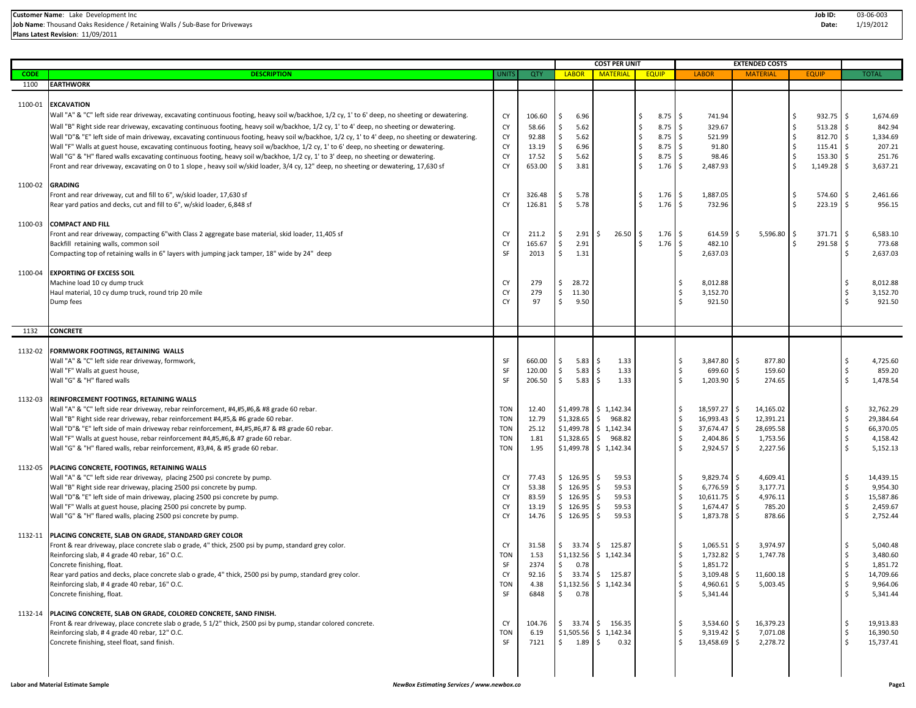**Customer Name**: Lake Development Inc
**Job Name**: Thousand Oaks Residence / Retaining Walls / Sub-Base for Driveways
**Plans Latest Revision**: 11/09/2011

**Job ID:** 03-06-003
**Date:** 1/19/2012

| | | | | COST PER UNIT | | | EXTENDED COSTS | | | |
|---|---|---|---|---|---|---|---|---|---|---|
| CODE | DESCRIPTION | UNITS | QTY | LABOR | MATERIAL | EQUIP | LABOR | MATERIAL | EQUIP | TOTAL |
| 1100 | **EARTHWORK** | | | | | | | | | |
| 1100-01 | **EXCAVATION** | | | | | | | | | |
| | Wall "A" & "C" left side rear driveway, excavating continuous footing, heavy soil w/backhoe, 1/2 cy, 1' to 6' deep, no sheeting or dewatering. | CY | 106.60 | $ 6.96 | | $ 8.75 | $ 741.94 | | $ 932.75 | $ 1,674.69 |
| | Wall "B" Right side rear driveway, excavating continuous footing, heavy soil w/backhoe, 1/2 cy, 1' to 4' deep, no sheeting or dewatering. | CY | 58.66 | $ 5.62 | | $ 8.75 | $ 329.67 | | $ 513.28 | $ 842.94 |
| | Wall "D"& "E" left side of main driveway, excavating continuous footing, heavy soil w/backhoe, 1/2 cy, 1' to 4' deep, no sheeting or dewatering. | CY | 92.88 | $ 5.62 | | $ 8.75 | $ 521.99 | | $ 812.70 | $ 1,334.69 |
| | Wall "F" Walls at guest house, excavating continuous footing, heavy soil w/backhoe, 1/2 cy, 1' to 6' deep, no sheeting or dewatering. | CY | 13.19 | $ 6.96 | | $ 8.75 | $ 91.80 | | $ 115.41 | $ 207.21 |
| | Wall "G" & "H" flared walls excavating continuous footing, heavy soil w/backhoe, 1/2 cy, 1' to 3' deep, no sheeting or dewatering. | CY | 17.52 | $ 5.62 | | $ 8.75 | $ 98.46 | | $ 153.30 | $ 251.76 |
| | Front and rear driveway, excavating on 0 to 1 slope , heavy soil w/skid loader, 3/4 cy, 12" deep, no sheeting or dewatering, 17,630 sf | CY | 653.00 | $ 3.81 | | $ 1.76 | $ 2,487.93 | | $ 1,149.28 | $ 3,637.21 |
| 1100-02 | **GRADING** | | | | | | | | | |
| | Front and rear driveway, cut and fill to 6", w/skid loader, 17,630 sf | CY | 326.48 | $ 5.78 | | $ 1.76 | $ 1,887.05 | | $ 574.60 | $ 2,461.66 |
| | Rear yard patios and decks, cut and fill to 6", w/skid loader, 6,848 sf | CY | 126.81 | $ 5.78 | | $ 1.76 | $ 732.96 | | $ 223.19 | $ 956.15 |
| 1100-03 | **COMPACT AND FILL** | | | | | | | | | |
| | Front and rear driveway, compacting 6"with Class 2 aggregate base material, skid loader, 11,405 sf | CY | 211.2 | $ 2.91 | $ 26.50 | $ 1.76 | $ 614.59 | $ 5,596.80 | $ 371.71 | $ 6,583.10 |
| | Backfill retaining walls, common soil | CY | 165.67 | $ 2.91 | | $ 1.76 | $ 482.10 | | $ 291.58 | $ 773.68 |
| | Compacting top of retaining walls in 6" layers with jumping jack tamper, 18" wide by 24" deep | SF | 2013 | $ 1.31 | | | $ 2,637.03 | | | $ 2,637.03 |
| 1100-04 | **EXPORTING OF EXCESS SOIL** | | | | | | | | | |
| | Machine load 10 cy dump truck | CY | 279 | $ 28.72 | | | $ 8,012.88 | | | $ 8,012.88 |
| | Haul material, 10 cy dump truck, round trip 20 mile | CY | 279 | $ 11.30 | | | $ 3,152.70 | | | $ 3,152.70 |
| | Dump fees | CY | 97 | $ 9.50 | | | $ 921.50 | | | $ 921.50 |
| 1132 | **CONCRETE** | | | | | | | | | |
| 1132-02 | **FORMWORK FOOTINGS, RETAINING WALLS** | | | | | | | | | |
| | Wall "A" & "C" left side rear driveway, formwork, | SF | 660.00 | $ 5.83 | $ 1.33 | | $ 3,847.80 | $ 877.80 | | $ 4,725.60 |
| | Wall "F" Walls at guest house, | SF | 120.00 | $ 5.83 | $ 1.33 | | $ 699.60 | $ 159.60 | | $ 859.20 |
| | Wall "G" & "H" flared walls | SF | 206.50 | $ 5.83 | $ 1.33 | | $ 1,203.90 | $ 274.65 | | $ 1,478.54 |
| 1132-03 | **REINFORCEMENT FOOTINGS, RETAINING WALLS** | | | | | | | | | |
| | Wall "A" & "C" left side rear driveway, rebar reinforcement, #4,#5,#6,& #8 grade 60 rebar. | TON | 12.40 | $1,499.78 | $ 1,142.34 | | $ 18,597.27 | $ 14,165.02 | | $ 32,762.29 |
| | Wall "B" Right side rear driveway, rebar reinforcement #4,#5,& #6 grade 60 rebar. | TON | 12.79 | $1,328.65 | $ 968.82 | | $ 16,993.43 | $ 12,391.21 | | $ 29,384.64 |
| | Wall "D"& "E" left side of main driveway rebar reinforcement, #4,#5,#6,#7 & #8 grade 60 rebar. | TON | 25.12 | $1,499.78 | $ 1,142.34 | | $ 37,674.47 | $ 28,695.58 | | $ 66,370.05 |
| | Wall "F" Walls at guest house, rebar reinforcement #4,#5,#6,& #7 grade 60 rebar. | TON | 1.81 | $1,328.65 | $ 968.82 | | $ 2,404.86 | $ 1,753.56 | | $ 4,158.42 |
| | Wall "G" & "H" flared walls, rebar reinforcement, #3,#4, & #5 grade 60 rebar. | TON | 1.95 | $1,499.78 | $ 1,142.34 | | $ 2,924.57 | $ 2,227.56 | | $ 5,152.13 |
| 1132-05 | **PLACING CONCRETE, FOOTINGS, RETAINING WALLS** | | | | | | | | | |
| | Wall "A" & "C" left side rear driveway, placing 2500 psi concrete by pump. | CY | 77.43 | $ 126.95 | $ 59.53 | | $ 9,829.74 | $ 4,609.41 | | $ 14,439.15 |
| | Wall "B" Right side rear driveway, placing 2500 psi concrete by pump. | CY | 53.38 | $ 126.95 | $ 59.53 | | $ 6,776.59 | $ 3,177.71 | | $ 9,954.30 |
| | Wall "D"& "E" left side of main driveway, placing 2500 psi concrete by pump. | CY | 83.59 | $ 126.95 | $ 59.53 | | $ 10,611.75 | $ 4,976.11 | | $ 15,587.86 |
| | Wall "F" Walls at guest house, placing 2500 psi concrete by pump. | CY | 13.19 | $ 126.95 | $ 59.53 | | $ 1,674.47 | $ 785.20 | | $ 2,459.67 |
| | Wall "G" & "H" flared walls, placing 2500 psi concrete by pump. | CY | 14.76 | $ 126.95 | $ 59.53 | | $ 1,873.78 | $ 878.66 | | $ 2,752.44 |
| 1132-11 | **PLACING CONCRETE, SLAB ON GRADE, STANDARD GREY COLOR** | | | | | | | | | |
| | Front & rear driveway, place concrete slab o grade, 4" thick, 2500 psi by pump, standard grey color. | CY | 31.58 | $ 33.74 | $ 125.87 | | $ 1,065.51 | $ 3,974.97 | | $ 5,040.48 |
| | Reinforcing slab, # 4 grade 40 rebar, 16" O.C. | TON | 1.53 | $1,132.56 | $ 1,142.34 | | $ 1,732.82 | $ 1,747.78 | | $ 3,480.60 |
| | Concrete finishing, float. | SF | 2374 | $ 0.78 | | | $ 1,851.72 | | | $ 1,851.72 |
| | Rear yard patios and decks, place concrete slab o grade, 4" thick, 2500 psi by pump, standard grey color. | CY | 92.16 | $ 33.74 | $ 125.87 | | $ 3,109.48 | $ 11,600.18 | | $ 14,709.66 |
| | Reinforcing slab, # 4 grade 40 rebar, 16" O.C. | TON | 4.38 | $1,132.56 | $ 1,142.34 | | $ 4,960.61 | $ 5,003.45 | | $ 9,964.06 |
| | Concrete finishing, float. | SF | 6848 | $ 0.78 | | | $ 5,341.44 | | | $ 5,341.44 |
| 1132-14 | **PLACING CONCRETE, SLAB ON GRADE, COLORED CONCRETE, SAND FINISH.** | | | | | | | | | |
| | Front & rear driveway, place concrete slab o grade, 5 1/2" thick, 2500 psi by pump, standar colored concrete. | CY | 104.76 | $ 33.74 | $ 156.35 | | $ 3,534.60 | $ 16,379.23 | | $ 19,913.83 |
| | Reinforcing slab, # 4 grade 40 rebar, 12" O.C. | TON | 6.19 | $1,505.56 | $ 1,142.34 | | $ 9,319.42 | $ 7,071.08 | | $ 16,390.50 |
| | Concrete finishing, steel float, sand finish. | SF | 7121 | $ 1.89 | $ 0.32 | | $ 13,458.69 | $ 2,278.72 | | $ 15,737.41 |

Labor and Material Estimate Sample

*NewBox Estimating Services / www.newbox.co*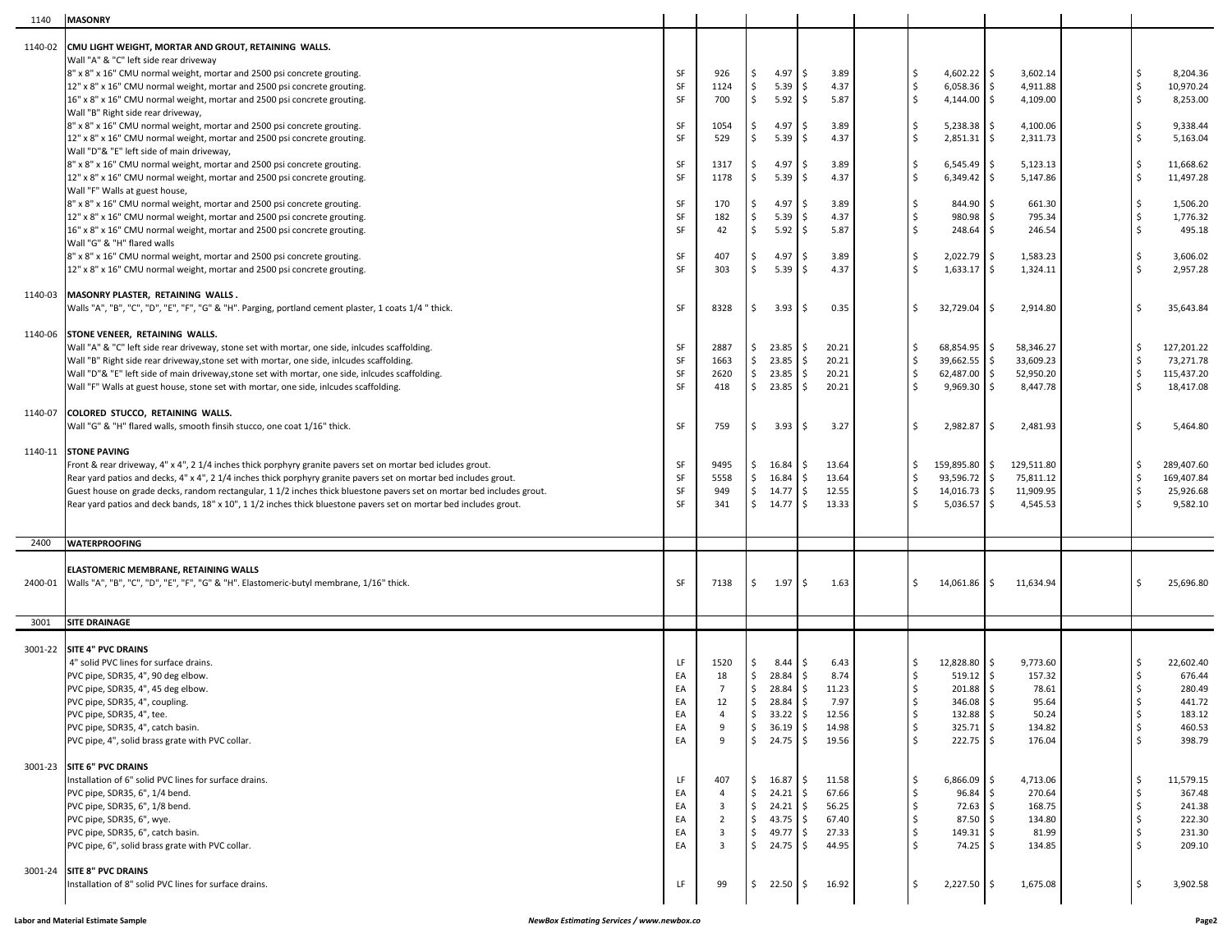| Code | Description | Unit | Qty | Labor Unit | Material Unit | | Labor Total | Material Total | | Total |
|---|---|---|---|---|---|---|---|---|---|---|
| 1140 | **MASONRY** | | | | | | | | | |
| 1140-02 | **CMU LIGHT WEIGHT, MORTAR AND GROUT, RETAINING WALLS.** | | | | | | | | | |
| | Wall "A" & "C" left side rear driveway | | | | | | | | | |
| | 8" x 8" x 16" CMU normal weight, mortar and 2500 psi concrete grouting. | SF | 926 | $ 4.97 | $ 3.89 | | $ 4,602.22 | $ 3,602.14 | | $ 8,204.36 |
| | 12" x 8" x 16" CMU normal weight, mortar and 2500 psi concrete grouting. | SF | 1124 | $ 5.39 | $ 4.37 | | $ 6,058.36 | $ 4,911.88 | | $ 10,970.24 |
| | 16" x 8" x 16" CMU normal weight, mortar and 2500 psi concrete grouting. | SF | 700 | $ 5.92 | $ 5.87 | | $ 4,144.00 | $ 4,109.00 | | $ 8,253.00 |
| | Wall "B" Right side rear driveway, | | | | | | | | | |
| | 8" x 8" x 16" CMU normal weight, mortar and 2500 psi concrete grouting. | SF | 1054 | $ 4.97 | $ 3.89 | | $ 5,238.38 | $ 4,100.06 | | $ 9,338.44 |
| | 12" x 8" x 16" CMU normal weight, mortar and 2500 psi concrete grouting. | SF | 529 | $ 5.39 | $ 4.37 | | $ 2,851.31 | $ 2,311.73 | | $ 5,163.04 |
| | Wall "D"& "E" left side of main driveway, | | | | | | | | | |
| | 8" x 8" x 16" CMU normal weight, mortar and 2500 psi concrete grouting. | SF | 1317 | $ 4.97 | $ 3.89 | | $ 6,545.49 | $ 5,123.13 | | $ 11,668.62 |
| | 12" x 8" x 16" CMU normal weight, mortar and 2500 psi concrete grouting. | SF | 1178 | $ 5.39 | $ 4.37 | | $ 6,349.42 | $ 5,147.86 | | $ 11,497.28 |
| | Wall "F" Walls at guest house, | | | | | | | | | |
| | 8" x 8" x 16" CMU normal weight, mortar and 2500 psi concrete grouting. | SF | 170 | $ 4.97 | $ 3.89 | | $ 844.90 | $ 661.30 | | $ 1,506.20 |
| | 12" x 8" x 16" CMU normal weight, mortar and 2500 psi concrete grouting. | SF | 182 | $ 5.39 | $ 4.37 | | $ 980.98 | $ 795.34 | | $ 1,776.32 |
| | 16" x 8" x 16" CMU normal weight, mortar and 2500 psi concrete grouting. | SF | 42 | $ 5.92 | $ 5.87 | | $ 248.64 | $ 246.54 | | $ 495.18 |
| | Wall "G" & "H" flared walls | | | | | | | | | |
| | 8" x 8" x 16" CMU normal weight, mortar and 2500 psi concrete grouting. | SF | 407 | $ 4.97 | $ 3.89 | | $ 2,022.79 | $ 1,583.23 | | $ 3,606.02 |
| | 12" x 8" x 16" CMU normal weight, mortar and 2500 psi concrete grouting. | SF | 303 | $ 5.39 | $ 4.37 | | $ 1,633.17 | $ 1,324.11 | | $ 2,957.28 |
| 1140-03 | **MASONRY PLASTER, RETAINING WALLS .** | | | | | | | | | |
| | Walls "A", "B", "C", "D", "E", "F", "G" & "H". Parging, portland cement plaster, 1 coats 1/4 " thick. | SF | 8328 | $ 3.93 | $ 0.35 | | $ 32,729.04 | $ 2,914.80 | | $ 35,643.84 |
| 1140-06 | **STONE VENEER, RETAINING WALLS.** | | | | | | | | | |
| | Wall "A" & "C" left side rear driveway, stone set with mortar, one side, inlcudes scaffolding. | SF | 2887 | $ 23.85 | $ 20.21 | | $ 68,854.95 | $ 58,346.27 | | $ 127,201.22 |
| | Wall "B" Right side rear driveway,stone set with mortar, one side, inlcudes scaffolding. | SF | 1663 | $ 23.85 | $ 20.21 | | $ 39,662.55 | $ 33,609.23 | | $ 73,271.78 |
| | Wall "D"& "E" left side of main driveway,stone set with mortar, one side, inlcudes scaffolding. | SF | 2620 | $ 23.85 | $ 20.21 | | $ 62,487.00 | $ 52,950.20 | | $ 115,437.20 |
| | Wall "F" Walls at guest house, stone set with mortar, one side, inlcudes scaffolding. | SF | 418 | $ 23.85 | $ 20.21 | | $ 9,969.30 | $ 8,447.78 | | $ 18,417.08 |
| 1140-07 | **COLORED STUCCO, RETAINING WALLS.** | | | | | | | | | |
| | Wall "G" & "H" flared walls, smooth finsih stucco, one coat 1/16" thick. | SF | 759 | $ 3.93 | $ 3.27 | | $ 2,982.87 | $ 2,481.93 | | $ 5,464.80 |
| 1140-11 | **STONE PAVING** | | | | | | | | | |
| | Front & rear driveway, 4" x 4", 2 1/4 inches thick porphyry granite pavers set on mortar bed icludes grout. | SF | 9495 | $ 16.84 | $ 13.64 | | $ 159,895.80 | $ 129,511.80 | | $ 289,407.60 |
| | Rear yard patios and decks, 4" x 4", 2 1/4 inches thick porphyry granite pavers set on mortar bed includes grout. | SF | 5558 | $ 16.84 | $ 13.64 | | $ 93,596.72 | $ 75,811.12 | | $ 169,407.84 |
| | Guest house on grade decks, random rectangular, 1 1/2 inches thick bluestone pavers set on mortar bed includes grout. | SF | 949 | $ 14.77 | $ 12.55 | | $ 14,016.73 | $ 11,909.95 | | $ 25,926.68 |
| | Rear yard patios and deck bands, 18" x 10", 1 1/2 inches thick bluestone pavers set on mortar bed includes grout. | SF | 341 | $ 14.77 | $ 13.33 | | $ 5,036.57 | $ 4,545.53 | | $ 9,582.10 |
| 2400 | **WATERPROOFING** | | | | | | | | | |
| | **ELASTOMERIC MEMBRANE, RETAINING WALLS** | | | | | | | | | |
| 2400-01 | Walls "A", "B", "C", "D", "E", "F", "G" & "H". Elastomeric-butyl membrane, 1/16" thick. | SF | 7138 | $ 1.97 | $ 1.63 | | $ 14,061.86 | $ 11,634.94 | | $ 25,696.80 |
| 3001 | **SITE DRAINAGE** | | | | | | | | | |
| 3001-22 | **SITE 4" PVC DRAINS** | | | | | | | | | |
| | 4" solid PVC lines for surface drains. | LF | 1520 | $ 8.44 | $ 6.43 | | $ 12,828.80 | $ 9,773.60 | | $ 22,602.40 |
| | PVC pipe, SDR35, 4", 90 deg elbow. | EA | 18 | $ 28.84 | $ 8.74 | | $ 519.12 | $ 157.32 | | $ 676.44 |
| | PVC pipe, SDR35, 4", 45 deg elbow. | EA | 7 | $ 28.84 | $ 11.23 | | $ 201.88 | $ 78.61 | | $ 280.49 |
| | PVC pipe, SDR35, 4", coupling. | EA | 12 | $ 28.84 | $ 7.97 | | $ 346.08 | $ 95.64 | | $ 441.72 |
| | PVC pipe, SDR35, 4", tee. | EA | 4 | $ 33.22 | $ 12.56 | | $ 132.88 | $ 50.24 | | $ 183.12 |
| | PVC pipe, SDR35, 4", catch basin. | EA | 9 | $ 36.19 | $ 14.98 | | $ 325.71 | $ 134.82 | | $ 460.53 |
| | PVC pipe, 4", solid brass grate with PVC collar. | EA | 9 | $ 24.75 | $ 19.56 | | $ 222.75 | $ 176.04 | | $ 398.79 |
| 3001-23 | **SITE 6" PVC DRAINS** | | | | | | | | | |
| | Installation of 6" solid PVC lines for surface drains. | LF | 407 | $ 16.87 | $ 11.58 | | $ 6,866.09 | $ 4,713.06 | | $ 11,579.15 |
| | PVC pipe, SDR35, 6", 1/4 bend. | EA | 4 | $ 24.21 | $ 67.66 | | $ 96.84 | $ 270.64 | | $ 367.48 |
| | PVC pipe, SDR35, 6", 1/8 bend. | EA | 3 | $ 24.21 | $ 56.25 | | $ 72.63 | $ 168.75 | | $ 241.38 |
| | PVC pipe, SDR35, 6", wye. | EA | 2 | $ 43.75 | $ 67.40 | | $ 87.50 | $ 134.80 | | $ 222.30 |
| | PVC pipe, SDR35, 6", catch basin. | EA | 3 | $ 49.77 | $ 27.33 | | $ 149.31 | $ 81.99 | | $ 231.30 |
| | PVC pipe, 6", solid brass grate with PVC collar. | EA | 3 | $ 24.75 | $ 44.95 | | $ 74.25 | $ 134.85 | | $ 209.10 |
| 3001-24 | **SITE 8" PVC DRAINS** | | | | | | | | | |
| | Installation of 8" solid PVC lines for surface drains. | LF | 99 | $ 22.50 | $ 16.92 | | $ 2,227.50 | $ 1,675.08 | | $ 3,902.58 |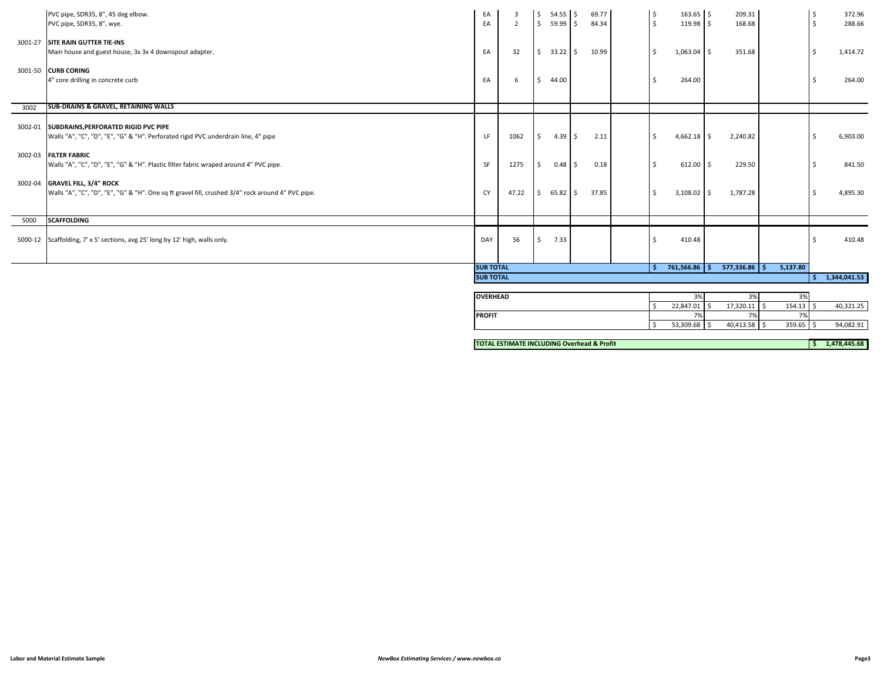| | | | | | | | | | | | |
|---|---|---|---|---|---|---|---|---|---|---|---|
| | PVC pipe, SDR35, 8", 45 deg elbow. | EA | 3 | $ 54.55 | $ 69.77 | | $ 163.65 | $ 209.31 | | $ 372.96 |
| | PVC pipe, SDR35, 8", wye. | EA | 2 | $ 59.99 | $ 84.34 | | $ 119.98 | $ 168.68 | | $ 288.66 |
| 3001-27 | **SITE RAIN GUTTER TIE-INS** | | | | | | | | | |
| | Main house and guest house, 3x 3x 4 downspout adapter. | EA | 32 | $ 33.22 | $ 10.99 | | $ 1,063.04 | $ 351.68 | | $ 1,414.72 |
| 3001-50 | **CURB CORING** | | | | | | | | | |
| | 4" core drilling in concrete curb | EA | 6 | $ 44.00 | | | $ 264.00 | | | $ 264.00 |
| 3002 | **SUB-DRAINS & GRAVEL, RETAINING WALLS** | | | | | | | | | |
| 3002-01 | **SUBDRAINS,PERFORATED RIGID PVC PIPE** | | | | | | | | | |
| | Walls "A", "C", "D", "E", "G" & "H". Perforated rigid PVC underdrain line, 4" pipe | LF | 1062 | $ 4.39 | $ 2.11 | | $ 4,662.18 | $ 2,240.82 | | $ 6,903.00 |
| 3002-03 | **FILTER FABRIC** | | | | | | | | | |
| | Walls "A", "C", "D", "E", "G" & "H". Plastic filter fabric wraped around 4" PVC pipe. | SF | 1275 | $ 0.48 | $ 0.18 | | $ 612.00 | $ 229.50 | | $ 841.50 |
| 3002-04 | **GRAVEL FILL, 3/4" ROCK** | | | | | | | | | |
| | Walls "A", "C", "D", "E", "G" & "H". One sq ft gravel fill, crushed 3/4" rock around 4" PVC pipe. | CY | 47.22 | $ 65.82 | $ 37.85 | | $ 3,108.02 | $ 1,787.28 | | $ 4,895.30 |
| 5000 | **SCAFFOLDING** | | | | | | | | | |
| 5000-12 | Scaffolding, 7' x 5' sections, avg 25' long by 12' high, walls only. | DAY | 56 | $ 7.33 | | | $ 410.48 | | | $ 410.48 |
| | | **SUB TOTAL** | | | | | **$ 761,566.86** | **$ 577,336.86** | **$ 5,137.80** | |
| | | **SUB TOTAL** | | | | | | | | **$ 1,344,041.53** |
| | | **OVERHEAD** | | | | | 3% | 3% | 3% | |
| | | | | | | | $ 22,847.01 | $ 17,320.11 | $ 154.13 | $ 40,321.25 |
| | | **PROFIT** | | | | | 7% | 7% | 7% | |
| | | | | | | | $ 53,309.68 | $ 40,413.58 | $ 359.65 | $ 94,082.91 |
| | | **TOTAL ESTIMATE INCLUDING Overhead & Profit** | | | | | | | | **$ 1,478,445.68** |

**Labor and Material Estimate Sample**

*NewBox Estimating Services / www.newbox.co*